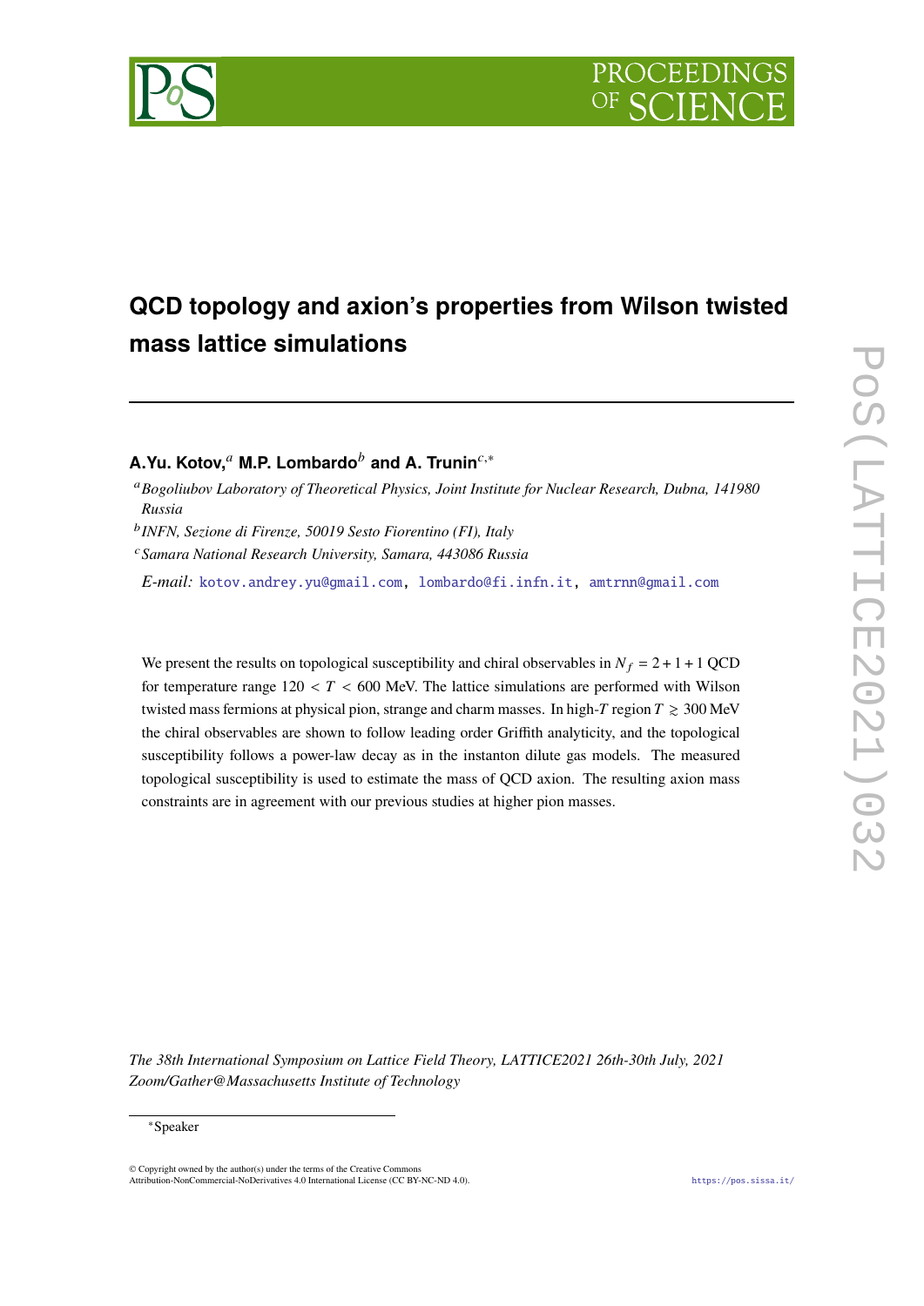# QCD topology and axion's properties from Wilson twisted mass lattice simulations

**A.Yu. Kotov,**[a] **M.P. Lombardo**[b] **and A. Trunin**[c,*]

[a] *Bogoliubov Laboratory of Theoretical Physics, Joint Institute for Nuclear Research, Dubna, 141980 Russia*

[b] *INFN, Sezione di Firenze, 50019 Sesto Fiorentino (FI), Italy*

[c] *Samara National Research University, Samara, 443086 Russia*

*E-mail:* kotov.andrey.yu@gmail.com, lombardo@fi.infn.it, amtrnn@gmail.com

We present the results on topological susceptibility and chiral observables in $N_f = 2+1+1$ QCD for temperature range $120 < T < 600$ MeV. The lattice simulations are performed with Wilson twisted mass fermions at physical pion, strange and charm masses. In high-$T$ region $T \gtrsim 300$ MeV the chiral observables are shown to follow leading order Griffith analyticity, and the topological susceptibility follows a power-law decay as in the instanton dilute gas models. The measured topological susceptibility is used to estimate the mass of QCD axion. The resulting axion mass constraints are in agreement with our previous studies at higher pion masses.

*The 38th International Symposium on Lattice Field Theory, LATTICE2021 26th-30th July, 2021 Zoom/Gather@Massachusetts Institute of Technology*

*Speaker

© Copyright owned by the author(s) under the terms of the Creative Commons Attribution-NonCommercial-NoDerivatives 4.0 International License (CC BY-NC-ND 4.0).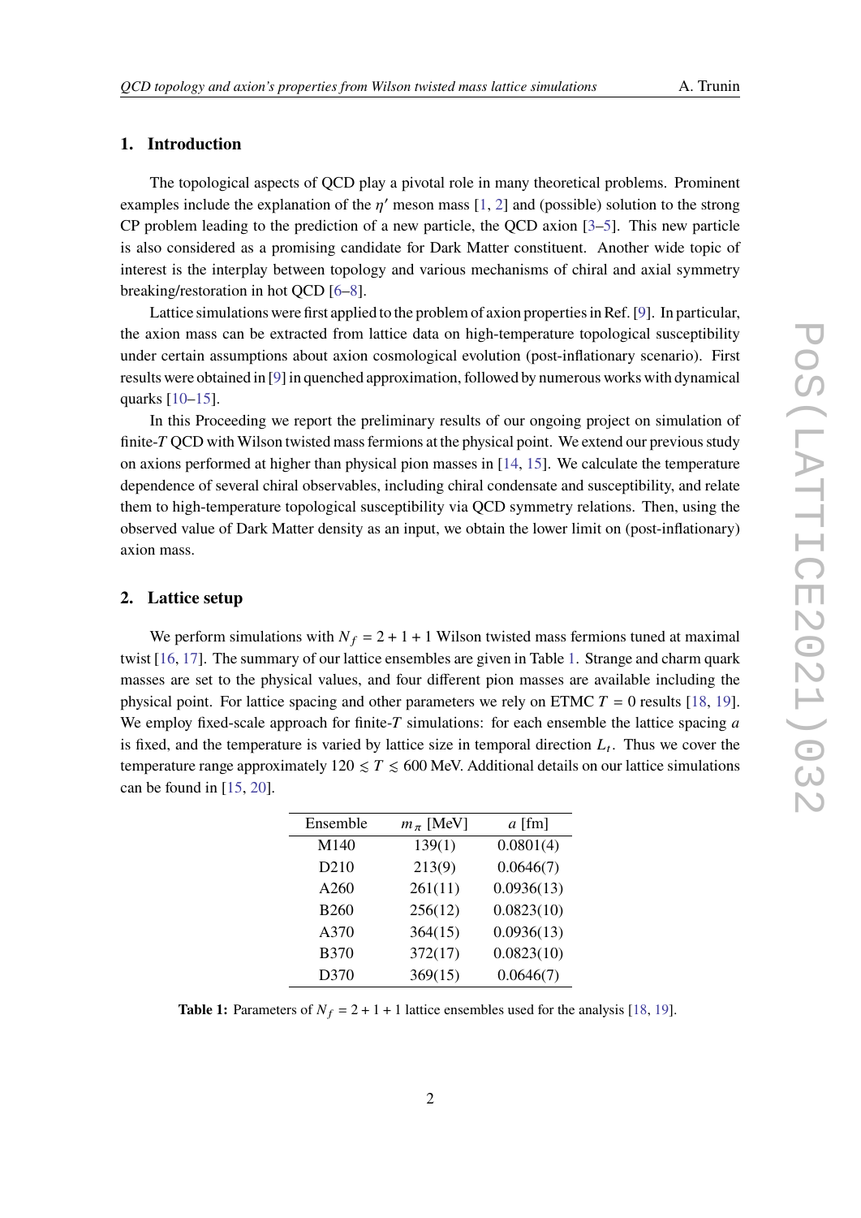## 1. Introduction

The topological aspects of QCD play a pivotal role in many theoretical problems. Prominent examples include the explanation of the $\eta'$ meson mass [1, 2] and (possible) solution to the strong CP problem leading to the prediction of a new particle, the QCD axion [3–5]. This new particle is also considered as a promising candidate for Dark Matter constituent. Another wide topic of interest is the interplay between topology and various mechanisms of chiral and axial symmetry breaking/restoration in hot QCD [6–8].

Lattice simulations were first applied to the problem of axion properties in Ref. [9]. In particular, the axion mass can be extracted from lattice data on high-temperature topological susceptibility under certain assumptions about axion cosmological evolution (post-inflationary scenario). First results were obtained in [9] in quenched approximation, followed by numerous works with dynamical quarks [10–15].

In this Proceeding we report the preliminary results of our ongoing project on simulation of finite-$T$ QCD with Wilson twisted mass fermions at the physical point. We extend our previous study on axions performed at higher than physical pion masses in [14, 15]. We calculate the temperature dependence of several chiral observables, including chiral condensate and susceptibility, and relate them to high-temperature topological susceptibility via QCD symmetry relations. Then, using the observed value of Dark Matter density as an input, we obtain the lower limit on (post-inflationary) axion mass.

## 2. Lattice setup

We perform simulations with $N_f = 2 + 1 + 1$ Wilson twisted mass fermions tuned at maximal twist [16, 17]. The summary of our lattice ensembles are given in Table 1. Strange and charm quark masses are set to the physical values, and four different pion masses are available including the physical point. For lattice spacing and other parameters we rely on ETMC $T = 0$ results [18, 19]. We employ fixed-scale approach for finite-$T$ simulations: for each ensemble the lattice spacing $a$ is fixed, and the temperature is varied by lattice size in temporal direction $L_t$. Thus we cover the temperature range approximately $120 \lesssim T \lesssim 600$ MeV. Additional details on our lattice simulations can be found in [15, 20].

| Ensemble | $m_\pi$ [MeV] | $a$ [fm] |
|---|---|---|
| M140 | 139(1) | 0.0801(4) |
| D210 | 213(9) | 0.0646(7) |
| A260 | 261(11) | 0.0936(13) |
| B260 | 256(12) | 0.0823(10) |
| A370 | 364(15) | 0.0936(13) |
| B370 | 372(17) | 0.0823(10) |
| D370 | 369(15) | 0.0646(7) |

**Table 1:** Parameters of $N_f = 2 + 1 + 1$ lattice ensembles used for the analysis [18, 19].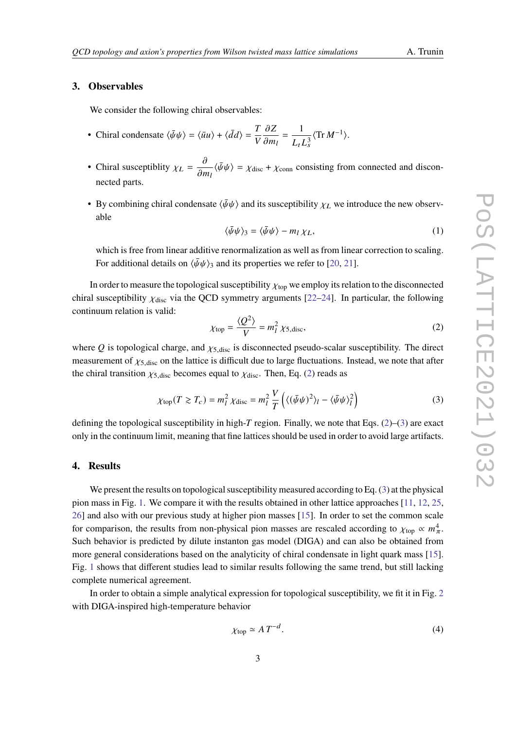## 3. Observables

We consider the following chiral observables:

- Chiral condensate $\langle\bar\psi\psi\rangle = \langle\bar u u\rangle + \langle\bar d d\rangle = \dfrac{T}{V}\dfrac{\partial Z}{\partial m_l} = \dfrac{1}{L_t L_s^3}\langle \mathrm{Tr}\, M^{-1}\rangle$.

- Chiral susceptiblity $\chi_L = \dfrac{\partial}{\partial m_l}\langle\bar\psi\psi\rangle = \chi_{\mathrm{disc}} + \chi_{\mathrm{conn}}$ consisting from connected and disconnected parts.

- By combining chiral condensate $\langle\bar\psi\psi\rangle$ and its susceptibility $\chi_L$ we introduce the new observable

$$\langle\bar\psi\psi\rangle_3 = \langle\bar\psi\psi\rangle - m_l\,\chi_L, \tag{1}$$

  which is free from linear additive renormalization as well as from linear correction to scaling. For additional details on $\langle\bar\psi\psi\rangle_3$ and its properties we refer to [20, 21].

In order to measure the topological susceptibility $\chi_{\mathrm{top}}$ we employ its relation to the disconnected chiral susceptibility $\chi_{\mathrm{disc}}$ via the QCD symmetry arguments [22–24]. In particular, the following continuum relation is valid:

$$\chi_{\mathrm{top}} = \frac{\langle Q^2\rangle}{V} = m_l^2\,\chi_{5,\mathrm{disc}}, \tag{2}$$

where $Q$ is topological charge, and $\chi_{5,\mathrm{disc}}$ is disconnected pseudo-scalar susceptibility. The direct measurement of $\chi_{5,\mathrm{disc}}$ on the lattice is difficult due to large fluctuations. Instead, we note that after the chiral transition $\chi_{5,\mathrm{disc}}$ becomes equal to $\chi_{\mathrm{disc}}$. Then, Eq. (2) reads as

$$\chi_{\mathrm{top}}(T \gtrsim T_c) = m_l^2\,\chi_{\mathrm{disc}} = m_l^2\,\frac{V}{T}\left(\langle(\bar\psi\psi)^2\rangle_l - \langle\bar\psi\psi\rangle_l^2\right) \tag{3}$$

defining the topological susceptibility in high-$T$ region. Finally, we note that Eqs. (2)–(3) are exact only in the continuum limit, meaning that fine lattices should be used in order to avoid large artifacts.

## 4. Results

We present the results on topological susceptibility measured according to Eq. (3) at the physical pion mass in Fig. 1. We compare it with the results obtained in other lattice approaches [11, 12, 25, 26] and also with our previous study at higher pion masses [15]. In order to set the common scale for comparison, the results from non-physical pion masses are rescaled according to $\chi_{\mathrm{top}} \propto m_\pi^4$. Such behavior is predicted by dilute instanton gas model (DIGA) and can also be obtained from more general considerations based on the analyticity of chiral condensate in light quark mass [15]. Fig. 1 shows that different studies lead to similar results following the same trend, but still lacking complete numerical agreement.

In order to obtain a simple analytical expression for topological susceptibility, we fit it in Fig. 2 with DIGA-inspired high-temperature behavior

$$\chi_{\mathrm{top}} \simeq A\,T^{-d}. \tag{4}$$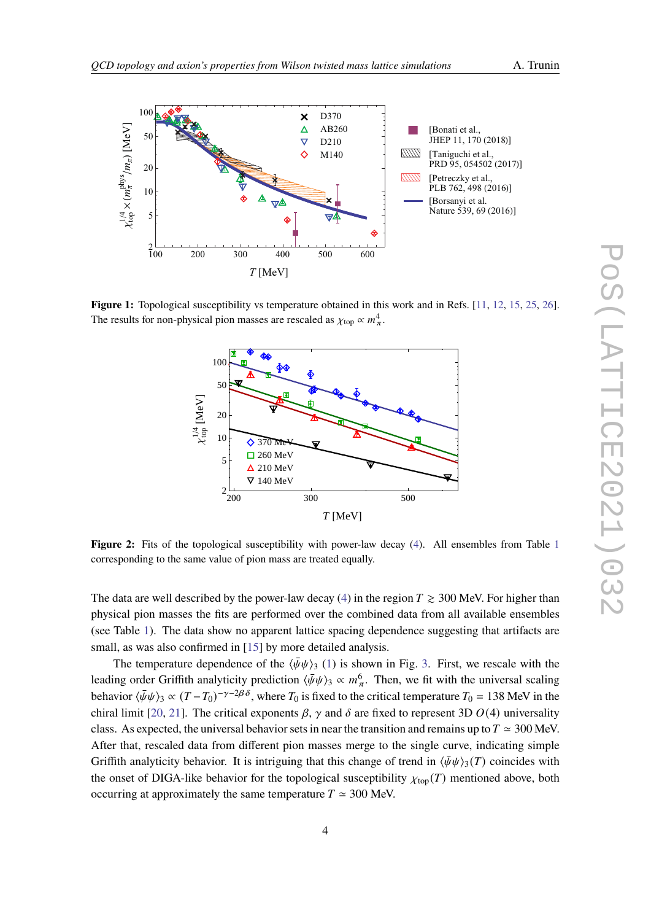**Figure 1:** Topological susceptibility vs temperature obtained in this work and in Refs. [11, 12, 15, 25, 26]. The results for non-physical pion masses are rescaled as $\chi_{\rm top} \propto m_\pi^4$.

**Figure 2:** Fits of the topological susceptibility with power-law decay (4). All ensembles from Table 1 corresponding to the same value of pion mass are treated equally.

The data are well described by the power-law decay (4) in the region $T \gtrsim 300$ MeV. For higher than physical pion masses the fits are performed over the combined data from all available ensembles (see Table 1). The data show no apparent lattice spacing dependence suggesting that artifacts are small, as was also confirmed in [15] by more detailed analysis.

The temperature dependence of the $\langle\bar{\psi}\psi\rangle_3$ (1) is shown in Fig. 3. First, we rescale with the leading order Griffith analyticity prediction $\langle\bar{\psi}\psi\rangle_3 \propto m_\pi^6$. Then, we fit with the universal scaling behavior $\langle\bar{\psi}\psi\rangle_3 \propto (T-T_0)^{-\gamma-2\beta\delta}$, where $T_0$ is fixed to the critical temperature $T_0 = 138$ MeV in the chiral limit [20, 21]. The critical exponents $\beta$, $\gamma$ and $\delta$ are fixed to represent 3D $O(4)$ universality class. As expected, the universal behavior sets in near the transition and remains up to $T \simeq 300$ MeV. After that, rescaled data from different pion masses merge to the single curve, indicating simple Griffith analyticity behavior. It is intriguing that this change of trend in $\langle\bar{\psi}\psi\rangle_3(T)$ coincides with the onset of DIGA-like behavior for the topological susceptibility $\chi_{\rm top}(T)$ mentioned above, both occurring at approximately the same temperature $T \simeq 300$ MeV.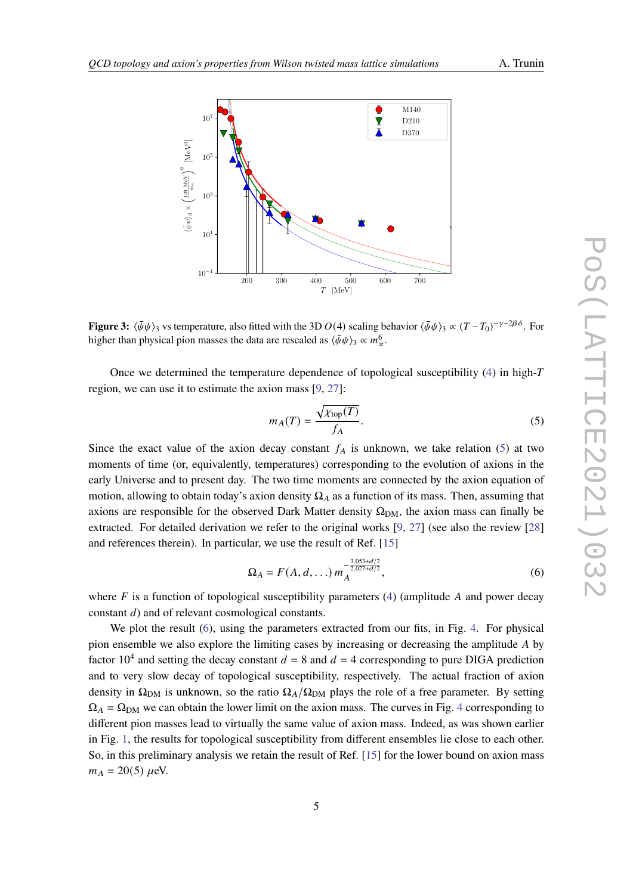Figure 3: $\langle\bar{\psi}\psi\rangle_3$ vs temperature, also fitted with the 3D $O(4)$ scaling behavior $\langle\bar{\psi}\psi\rangle_3 \propto (T - T_0)^{-\gamma-2\beta\delta}$. For higher than physical pion masses the data are rescaled as $\langle\bar{\psi}\psi\rangle_3 \propto m_\pi^6$.

Once we determined the temperature dependence of topological susceptibility (4) in high-$T$ region, we can use it to estimate the axion mass [9, 27]:

$$m_A(T) = \frac{\sqrt{\chi_{\rm top}(T)}}{f_A}. \tag{5}$$

Since the exact value of the axion decay constant $f_A$ is unknown, we take relation (5) at two moments of time (or, equivalently, temperatures) corresponding to the evolution of axions in the early Universe and to present day. The two time moments are connected by the axion equation of motion, allowing to obtain today's axion density $\Omega_A$ as a function of its mass. Then, assuming that axions are responsible for the observed Dark Matter density $\Omega_{\rm DM}$, the axion mass can finally be extracted. For detailed derivation we refer to the original works [9, 27] (see also the review [28] and references therein). In particular, we use the result of Ref. [15]

$$\Omega_A = F(A, d, \ldots)\, m_A^{-\frac{3.053+d/2}{2.027+d/2}}, \tag{6}$$

where $F$ is a function of topological susceptibility parameters (4) (amplitude $A$ and power decay constant $d$) and of relevant cosmological constants.

We plot the result (6), using the parameters extracted from our fits, in Fig. 4. For physical pion ensemble we also explore the limiting cases by increasing or decreasing the amplitude $A$ by factor $10^4$ and setting the decay constant $d = 8$ and $d = 4$ corresponding to pure DIGA prediction and to very slow decay of topological susceptibility, respectively. The actual fraction of axion density in $\Omega_{\rm DM}$ is unknown, so the ratio $\Omega_A/\Omega_{\rm DM}$ plays the role of a free parameter. By setting $\Omega_A = \Omega_{\rm DM}$ we can obtain the lower limit on the axion mass. The curves in Fig. 4 corresponding to different pion masses lead to virtually the same value of axion mass. Indeed, as was shown earlier in Fig. 1, the results for topological susceptibility from different ensembles lie close to each other. So, in this preliminary analysis we retain the result of Ref. [15] for the lower bound on axion mass $m_A = 20(5)$ $\mu$eV.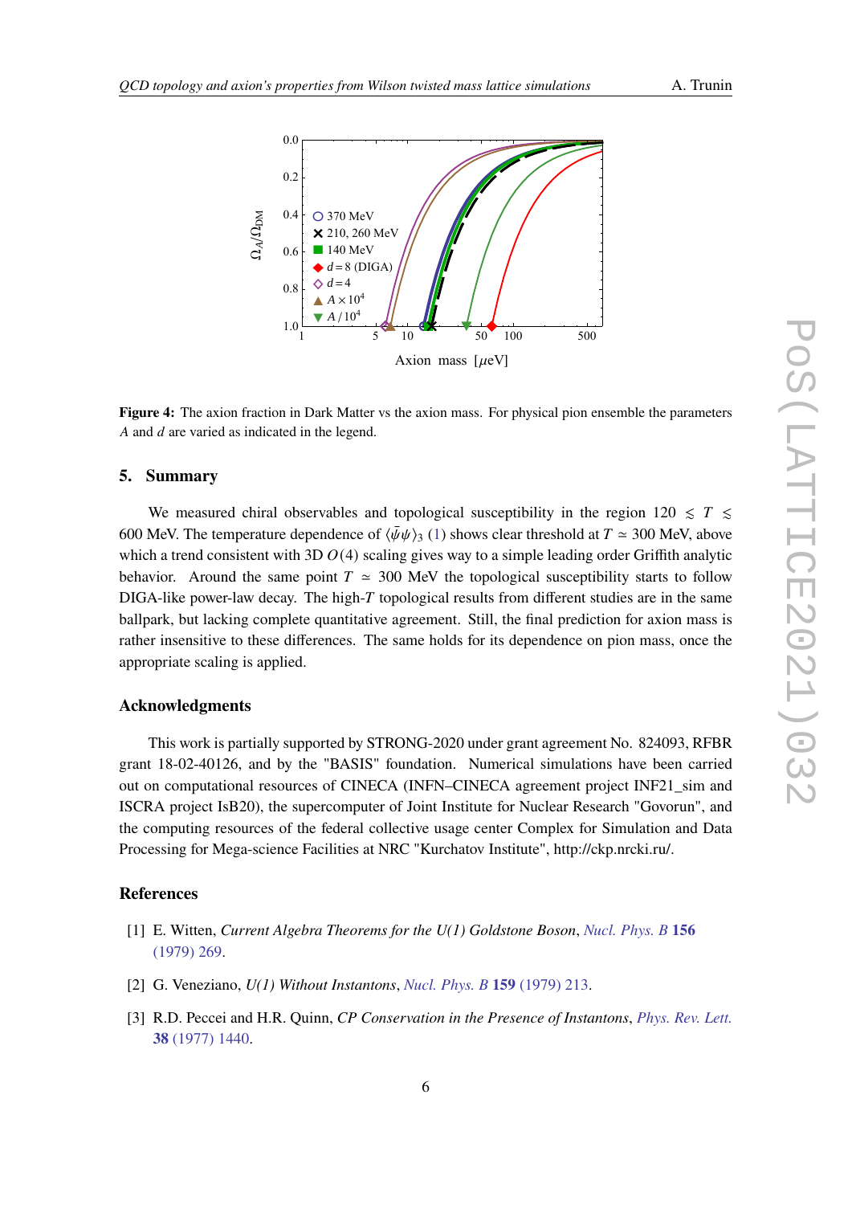**Figure 4:** The axion fraction in Dark Matter vs the axion mass. For physical pion ensemble the parameters $A$ and $d$ are varied as indicated in the legend.

## 5. Summary

We measured chiral observables and topological susceptibility in the region $120 \lesssim T \lesssim 600$ MeV. The temperature dependence of $\langle\bar{\psi}\psi\rangle_3$ (1) shows clear threshold at $T \simeq 300$ MeV, above which a trend consistent with 3D $O(4)$ scaling gives way to a simple leading order Griffith analytic behavior. Around the same point $T \simeq 300$ MeV the topological susceptibility starts to follow DIGA-like power-law decay. The high-$T$ topological results from different studies are in the same ballpark, but lacking complete quantitative agreement. Still, the final prediction for axion mass is rather insensitive to these differences. The same holds for its dependence on pion mass, once the appropriate scaling is applied.

### Acknowledgments

This work is partially supported by STRONG-2020 under grant agreement No. 824093, RFBR grant 18-02-40126, and by the "BASIS" foundation. Numerical simulations have been carried out on computational resources of CINECA (INFN–CINECA agreement project INF21_sim and ISCRA project IsB20), the supercomputer of Joint Institute for Nuclear Research "Govorun", and the computing resources of the federal collective usage center Complex for Simulation and Data Processing for Mega-science Facilities at NRC "Kurchatov Institute", http://ckp.nrcki.ru/.

### References

[1] E. Witten, *Current Algebra Theorems for the U(1) Goldstone Boson*, *Nucl. Phys. B* **156** (1979) 269.

[2] G. Veneziano, *U(1) Without Instantons*, *Nucl. Phys. B* **159** (1979) 213.

[3] R.D. Peccei and H.R. Quinn, *CP Conservation in the Presence of Instantons*, *Phys. Rev. Lett.* **38** (1977) 1440.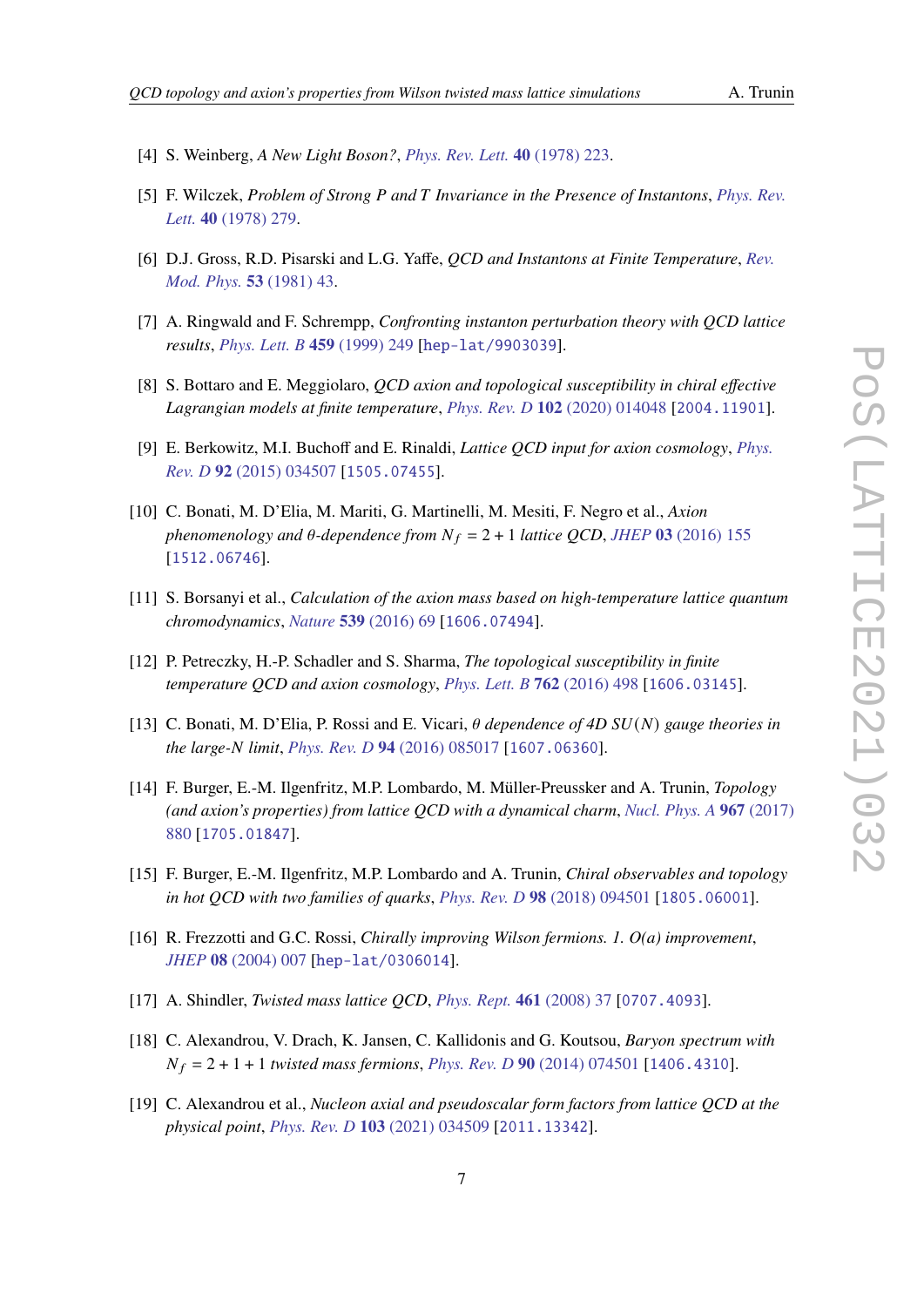[4] S. Weinberg, *A New Light Boson?*, *Phys. Rev. Lett.* **40** (1978) 223.

[5] F. Wilczek, *Problem of Strong P and T Invariance in the Presence of Instantons*, *Phys. Rev. Lett.* **40** (1978) 279.

[6] D.J. Gross, R.D. Pisarski and L.G. Yaffe, *QCD and Instantons at Finite Temperature*, *Rev. Mod. Phys.* **53** (1981) 43.

[7] A. Ringwald and F. Schrempp, *Confronting instanton perturbation theory with QCD lattice results*, *Phys. Lett. B* **459** (1999) 249 [hep-lat/9903039].

[8] S. Bottaro and E. Meggiolaro, *QCD axion and topological susceptibility in chiral effective Lagrangian models at finite temperature*, *Phys. Rev. D* **102** (2020) 014048 [2004.11901].

[9] E. Berkowitz, M.I. Buchoff and E. Rinaldi, *Lattice QCD input for axion cosmology*, *Phys. Rev. D* **92** (2015) 034507 [1505.07455].

[10] C. Bonati, M. D'Elia, M. Mariti, G. Martinelli, M. Mesiti, F. Negro et al., *Axion phenomenology and $\theta$-dependence from $N_f = 2 + 1$ lattice QCD*, *JHEP* **03** (2016) 155 [1512.06746].

[11] S. Borsanyi et al., *Calculation of the axion mass based on high-temperature lattice quantum chromodynamics*, *Nature* **539** (2016) 69 [1606.07494].

[12] P. Petreczky, H.-P. Schadler and S. Sharma, *The topological susceptibility in finite temperature QCD and axion cosmology*, *Phys. Lett. B* **762** (2016) 498 [1606.03145].

[13] C. Bonati, M. D'Elia, P. Rossi and E. Vicari, *$\theta$ dependence of 4D $SU(N)$ gauge theories in the large-N limit*, *Phys. Rev. D* **94** (2016) 085017 [1607.06360].

[14] F. Burger, E.-M. Ilgenfritz, M.P. Lombardo, M. Müller-Preussker and A. Trunin, *Topology (and axion's properties) from lattice QCD with a dynamical charm*, *Nucl. Phys. A* **967** (2017) 880 [1705.01847].

[15] F. Burger, E.-M. Ilgenfritz, M.P. Lombardo and A. Trunin, *Chiral observables and topology in hot QCD with two families of quarks*, *Phys. Rev. D* **98** (2018) 094501 [1805.06001].

[16] R. Frezzotti and G.C. Rossi, *Chirally improving Wilson fermions. 1. O(a) improvement*, *JHEP* **08** (2004) 007 [hep-lat/0306014].

[17] A. Shindler, *Twisted mass lattice QCD*, *Phys. Rept.* **461** (2008) 37 [0707.4093].

[18] C. Alexandrou, V. Drach, K. Jansen, C. Kallidonis and G. Koutsou, *Baryon spectrum with $N_f = 2 + 1 + 1$ twisted mass fermions*, *Phys. Rev. D* **90** (2014) 074501 [1406.4310].

[19] C. Alexandrou et al., *Nucleon axial and pseudoscalar form factors from lattice QCD at the physical point*, *Phys. Rev. D* **103** (2021) 034509 [2011.13342].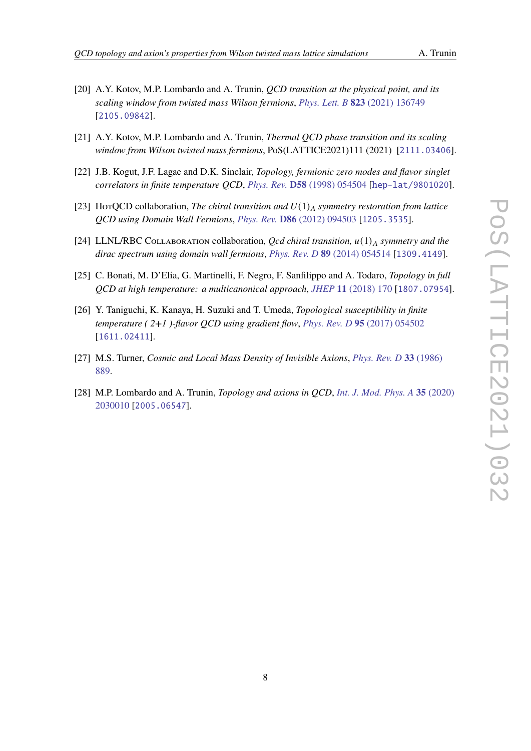[20] A.Y. Kotov, M.P. Lombardo and A. Trunin, *QCD transition at the physical point, and its scaling window from twisted mass Wilson fermions*, *Phys. Lett. B* **823** (2021) 136749 [2105.09842].

[21] A.Y. Kotov, M.P. Lombardo and A. Trunin, *Thermal QCD phase transition and its scaling window from Wilson twisted mass fermions*, PoS(LATTICE2021)111 (2021) [2111.03406].

[22] J.B. Kogut, J.F. Lagae and D.K. Sinclair, *Topology, fermionic zero modes and flavor singlet correlators in finite temperature QCD*, *Phys. Rev.* **D58** (1998) 054504 [hep-lat/9801020].

[23] HotQCD collaboration, *The chiral transition and $U(1)_A$ symmetry restoration from lattice QCD using Domain Wall Fermions*, *Phys. Rev.* **D86** (2012) 094503 [1205.3535].

[24] LLNL/RBC Collaboration collaboration, *Qcd chiral transition, $u(1)_A$ symmetry and the dirac spectrum using domain wall fermions*, *Phys. Rev. D* **89** (2014) 054514 [1309.4149].

[25] C. Bonati, M. D'Elia, G. Martinelli, F. Negro, F. Sanfilippo and A. Todaro, *Topology in full QCD at high temperature: a multicanonical approach*, *JHEP* **11** (2018) 170 [1807.07954].

[26] Y. Taniguchi, K. Kanaya, H. Suzuki and T. Umeda, *Topological susceptibility in finite temperature ( 2+1 )-flavor QCD using gradient flow*, *Phys. Rev. D* **95** (2017) 054502 [1611.02411].

[27] M.S. Turner, *Cosmic and Local Mass Density of Invisible Axions*, *Phys. Rev. D* **33** (1986) 889.

[28] M.P. Lombardo and A. Trunin, *Topology and axions in QCD*, *Int. J. Mod. Phys. A* **35** (2020) 2030010 [2005.06547].